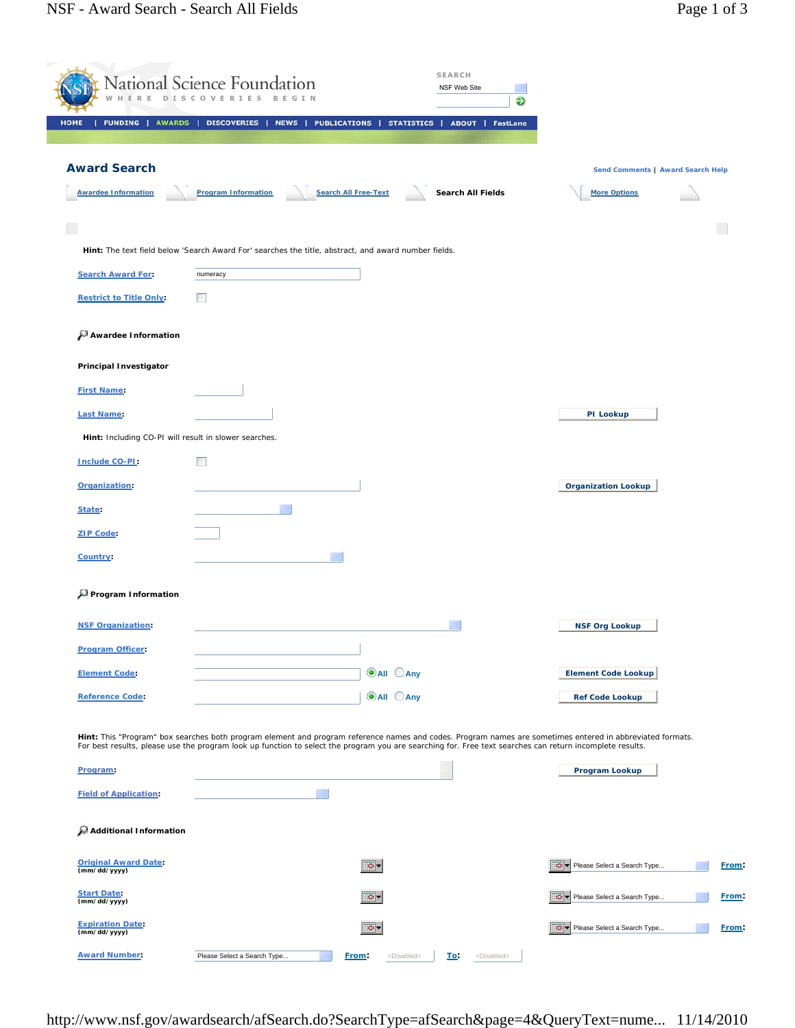National Science Foundation
WHERE DISCOVERIES BEGIN

SEARCH
NSF Web Site

HOME | FUNDING | AWARDS | DISCOVERIES | NEWS | PUBLICATIONS | STATISTICS | ABOUT | FastLane

## Award Search

Send Comments | Award Search Help

Awardee Information | Program Information | Search All Free-Text | **Search All Fields** | More Options

**Hint:** The text field below 'Search Award For' searches the title, abstract, and award number fields.

Search Award For: numeracy

Restrict to Title Only:

### Awardee Information

**Principal Investigator**

First Name:

Last Name: | PI Lookup

**Hint:** Including CO-PI will result in slower searches.

Include CO-PI:

Organization: | Organization Lookup

State:

ZIP Code:

Country:

### Program Information

NSF Organization: | NSF Org Lookup

Program Officer:

Element Code: (All / Any) | Element Code Lookup

Reference Code: (All / Any) | Ref Code Lookup

**Hint:** This "Program" box searches both program element and program reference names and codes. Program names are sometimes entered in abbreviated formats. For best results, please use the program look up function to select the program you are searching for. Free text searches can return incomplete results.

Program: | Program Lookup

Field of Application:

### Additional Information

Original Award Date: (mm/dd/yyyy) | Please Select a Search Type... | From:

Start Date: (mm/dd/yyyy) | Please Select a Search Type... | From:

Expiration Date: (mm/dd/yyyy) | Please Select a Search Type... | From:

Award Number: Please Select a Search Type... | From: <Disabled> | To: <Disabled>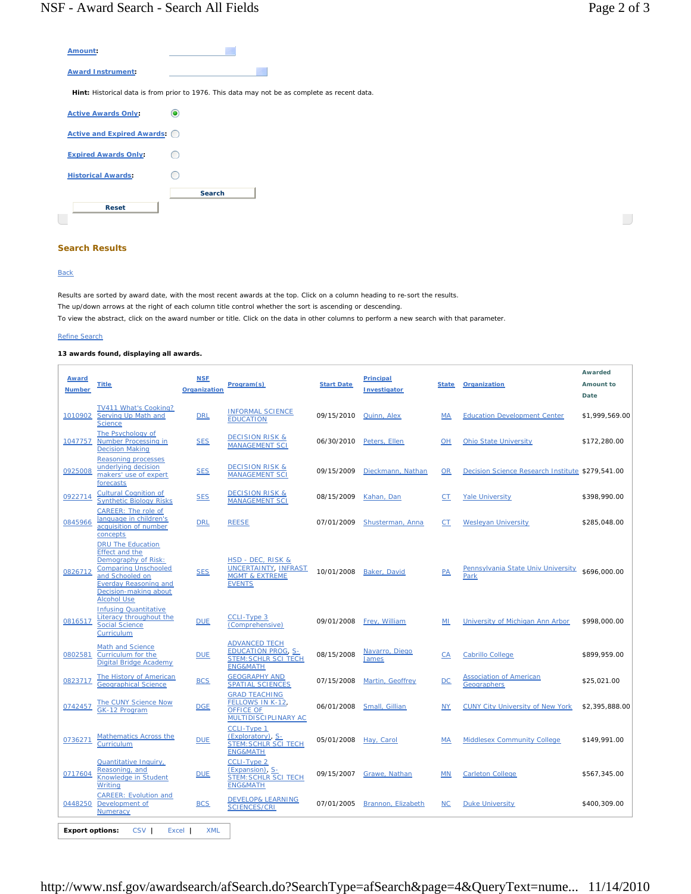**Amount**:

**Award Instrument**:

**Hint:** Historical data is from prior to 1976. This data may not be as complete as recent data.

**Active Awards Only**: (selected)

**Active and Expired Awards**:

**Expired Awards Only**:

**Historical Awards**:

Search

Reset

### Search Results

Back

Results are sorted by award date, with the most recent awards at the top. Click on a column heading to re-sort the results.

The up/down arrows at the right of each column title control whether the sort is ascending or descending.

To view the abstract, click on the award number or title. Click on the data in other columns to perform a new search with that parameter.

Refine Search

**13 awards found, displaying all awards.**

| Award Number | Title | NSF Organization | Program(s) | Start Date | Principal Investigator | State | Organization | Awarded Amount to Date |
|---|---|---|---|---|---|---|---|---|
| 1010902 | TV411 What's Cooking? Serving Up Math and Science | DRL | INFORMAL SCIENCE EDUCATION | 09/15/2010 | Quinn, Alex | MA | Education Development Center | $1,999,569.00 |
| 1047757 | The Psychology of Number Processing in Decision Making | SES | DECISION RISK & MANAGEMENT SCI | 06/30/2010 | Peters, Ellen | OH | Ohio State University | $172,280.00 |
| 0925008 | Reasoning processes underlying decision makers' use of expert forecasts | SES | DECISION RISK & MANAGEMENT SCI | 09/15/2009 | Dieckmann, Nathan | OR | Decision Science Research Institute | $279,541.00 |
| 0922714 | Cultural Cognition of Synthetic Biology Risks | SES | DECISION RISK & MANAGEMENT SCI | 08/15/2009 | Kahan, Dan | CT | Yale University | $398,990.00 |
| 0845966 | CAREER: The role of language in children's acquisition of number concepts | DRL | REESE | 07/01/2009 | Shusterman, Anna | CT | Wesleyan University | $285,048.00 |
| 0826712 | DRU The Education Effect and the Demography of Risk: Comparing Unschooled and Schooled on Everday Reasoning and Decision-making about Alcohol Use | SES | HSD - DEC, RISK & UNCERTAINTY, INFRAST MGMT & EXTREME EVENTS | 10/01/2008 | Baker, David | PA | Pennsylvania State Univ University Park | $696,000.00 |
| 0816517 | Infusing Quantitative Literacy throughout the Social Science Curriculum | DUE | CCLI-Type 3 (Comprehensive) | 09/01/2008 | Frey, William | MI | University of Michigan Ann Arbor | $998,000.00 |
| 0802581 | Math and Science Curriculum for the Digital Bridge Academy | DUE | ADVANCED TECH EDUCATION PROG, S-STEM:SCHLR SCI TECH ENG&MATH | 08/15/2008 | Navarro, Diego James | CA | Cabrillo College | $899,959.00 |
| 0823717 | The History of American Geographical Science | BCS | GEOGRAPHY AND SPATIAL SCIENCES | 07/15/2008 | Martin, Geoffrey | DC | Association of American Geographers | $25,021.00 |
| 0742457 | The CUNY Science Now GK-12 Program | DGE | GRAD TEACHING FELLOWS IN K-12, OFFICE OF MULTIDISCIPLINARY AC | 06/01/2008 | Small, Gillian | NY | CUNY City University of New York | $2,395,888.00 |
| 0736271 | Mathematics Across the Curriculum | DUE | CCLI-Type 1 (Exploratory), S-STEM:SCHLR SCI TECH ENG&MATH | 05/01/2008 | Hay, Carol | MA | Middlesex Community College | $149,991.00 |
| 0717604 | Quantitative Inquiry, Reasoning, and Knowledge in Student Writing | DUE | CCLI-Type 2 (Expansion), S-STEM:SCHLR SCI TECH ENG&MATH | 09/15/2007 | Grawe, Nathan | MN | Carleton College | $567,345.00 |
| 0448250 | CAREER: Evolution and Development of Numeracy | BCS | DEVELOP& LEARNING SCIENCES/CRI | 07/01/2005 | Brannon, Elizabeth | NC | Duke University | $400,309.00 |

**Export options:** CSV | Excel | XML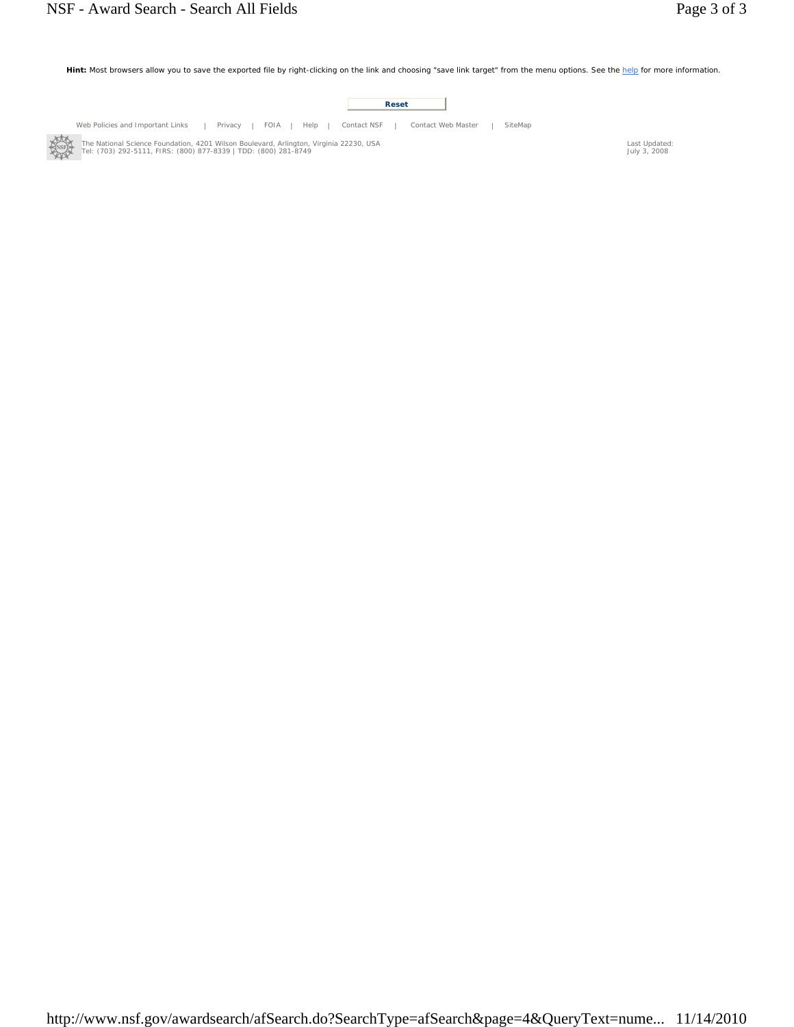**Hint:** Most browsers allow you to save the exported file by right-clicking on the link and choosing "save link target" from the menu options. See the help for more information.

Reset

Web Policies and Important Links | Privacy | FOIA | Help | Contact NSF | Contact Web Master | SiteMap

The National Science Foundation, 4201 Wilson Boulevard, Arlington, Virginia 22230, USA
Tel: (703) 292-5111, FIRS: (800) 877-8339 | TDD: (800) 281-8749

Last Updated:
July 3, 2008